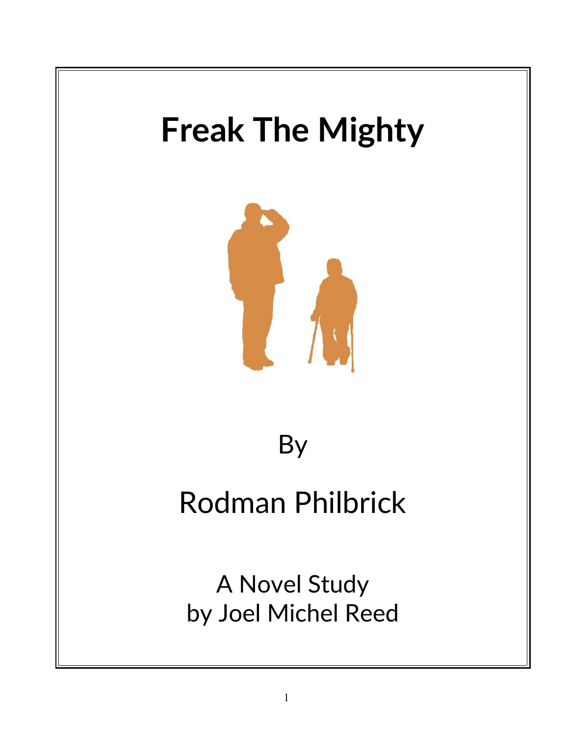# Freak The Mighty

By

Rodman Philbrick

A Novel Study
by Joel Michel Reed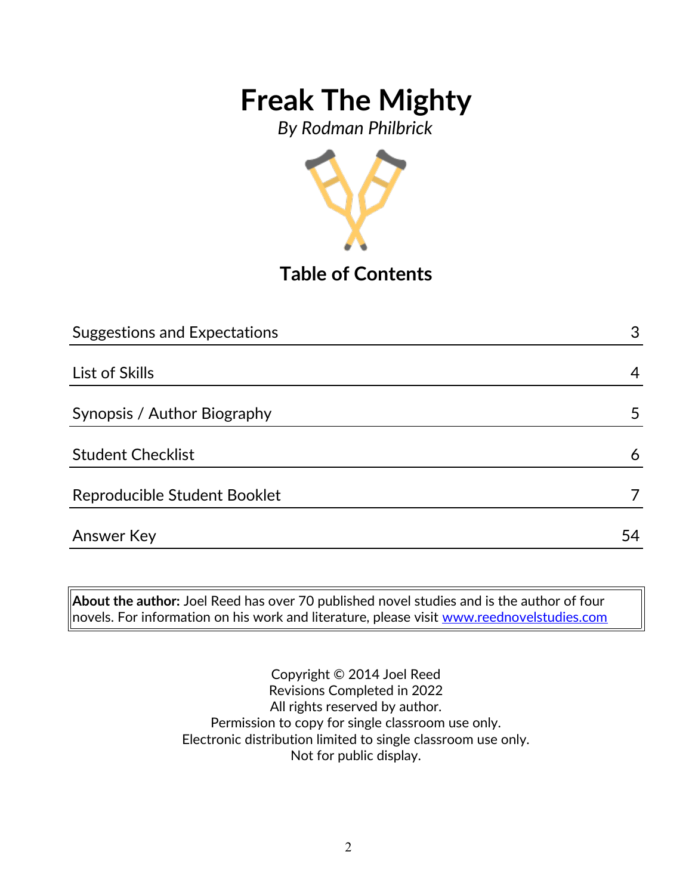# Freak The Mighty

*By Rodman Philbrick*

## Table of Contents

| | |
|---|---|
| Suggestions and Expectations | 3 |
| List of Skills | 4 |
| Synopsis / Author Biography | 5 |
| Student Checklist | 6 |
| Reproducible Student Booklet | 7 |
| Answer Key | 54 |

**About the author:** Joel Reed has over 70 published novel studies and is the author of four novels. For information on his work and literature, please visit www.reednovelstudies.com

Copyright © 2014 Joel Reed
Revisions Completed in 2022
All rights reserved by author.
Permission to copy for single classroom use only.
Electronic distribution limited to single classroom use only.
Not for public display.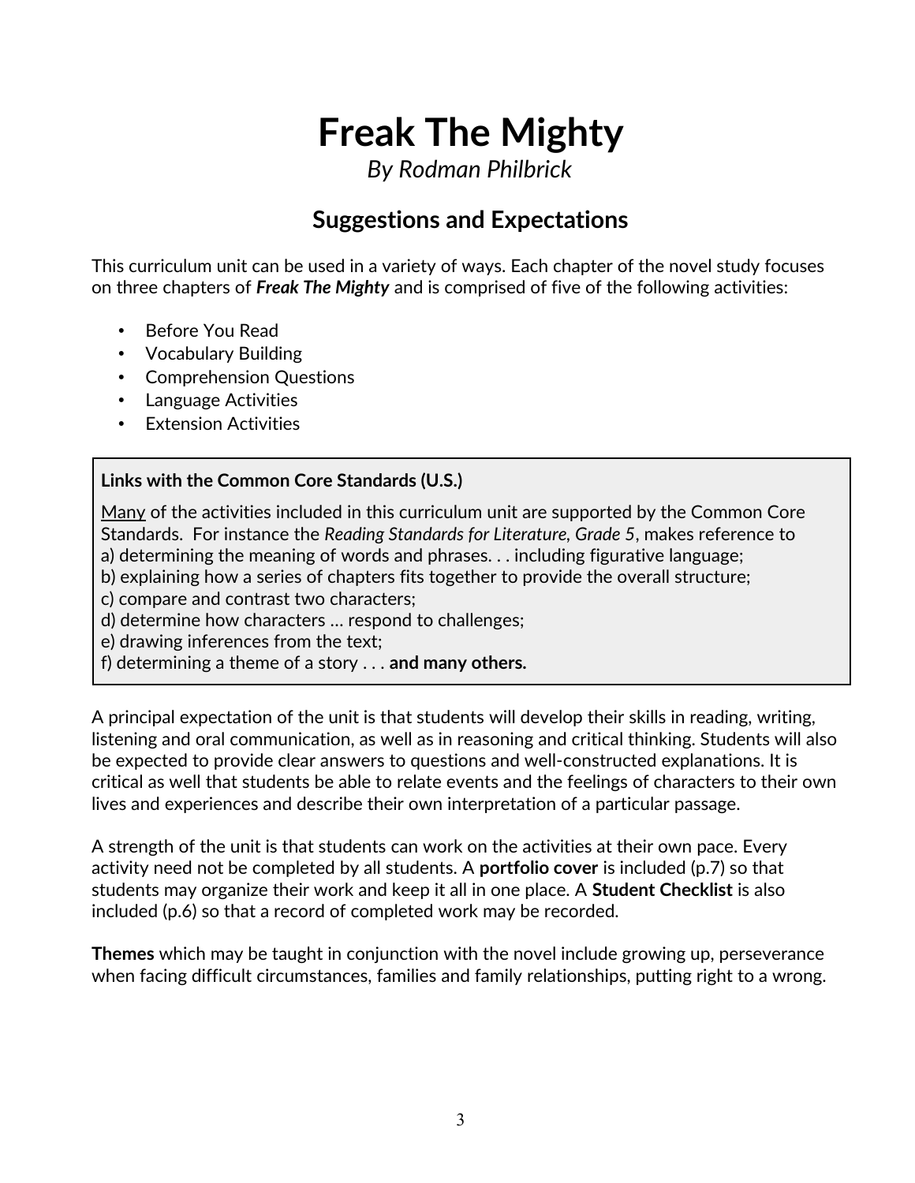# Freak The Mighty

*By Rodman Philbrick*

## Suggestions and Expectations

This curriculum unit can be used in a variety of ways. Each chapter of the novel study focuses on three chapters of ***Freak The Mighty*** and is comprised of five of the following activities:

- Before You Read
- Vocabulary Building
- Comprehension Questions
- Language Activities
- Extension Activities

**Links with the Common Core Standards (U.S.)**

<u>Many</u> of the activities included in this curriculum unit are supported by the Common Core Standards. For instance the *Reading Standards for Literature, Grade 5*, makes reference to
a) determining the meaning of words and phrases. . . including figurative language;
b) explaining how a series of chapters fits together to provide the overall structure;
c) compare and contrast two characters;
d) determine how characters … respond to challenges;
e) drawing inferences from the text;
f) determining a theme of a story . . . **and many others.**

A principal expectation of the unit is that students will develop their skills in reading, writing, listening and oral communication, as well as in reasoning and critical thinking. Students will also be expected to provide clear answers to questions and well-constructed explanations. It is critical as well that students be able to relate events and the feelings of characters to their own lives and experiences and describe their own interpretation of a particular passage.

A strength of the unit is that students can work on the activities at their own pace. Every activity need not be completed by all students. A **portfolio cover** is included (p.7) so that students may organize their work and keep it all in one place. A **Student Checklist** is also included (p.6) so that a record of completed work may be recorded.

**Themes** which may be taught in conjunction with the novel include growing up, perseverance when facing difficult circumstances, families and family relationships, putting right to a wrong.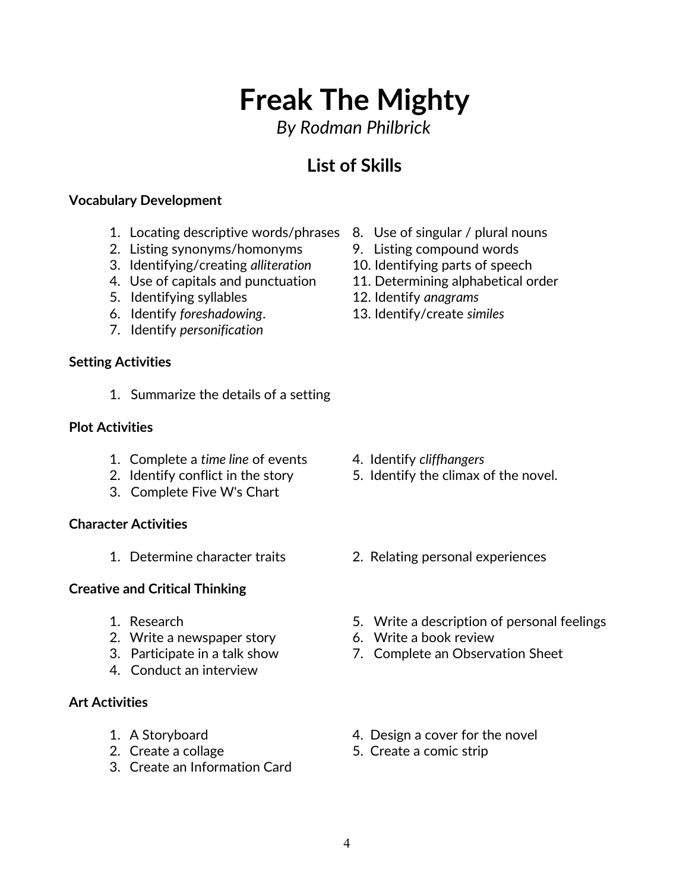# Freak The Mighty

*By Rodman Philbrick*

## List of Skills

**Vocabulary Development**

1. Locating descriptive words/phrases
2. Listing synonyms/homonyms
3. Identifying/creating *alliteration*
4. Use of capitals and punctuation
5. Identifying syllables
6. Identify *foreshadowing*.
7. Identify *personification*
8. Use of singular / plural nouns
9. Listing compound words
10. Identifying parts of speech
11. Determining alphabetical order
12. Identify *anagrams*
13. Identify/create *similes*

**Setting Activities**

1. Summarize the details of a setting

**Plot Activities**

1. Complete a *time line* of events
2. Identify conflict in the story
3. Complete Five W's Chart
4. Identify *cliffhangers*
5. Identify the climax of the novel.

**Character Activities**

1. Determine character traits
2. Relating personal experiences

**Creative and Critical Thinking**

1. Research
2. Write a newspaper story
3. Participate in a talk show
4. Conduct an interview
5. Write a description of personal feelings
6. Write a book review
7. Complete an Observation Sheet

**Art Activities**

1. A Storyboard
2. Create a collage
3. Create an Information Card
4. Design a cover for the novel
5. Create a comic strip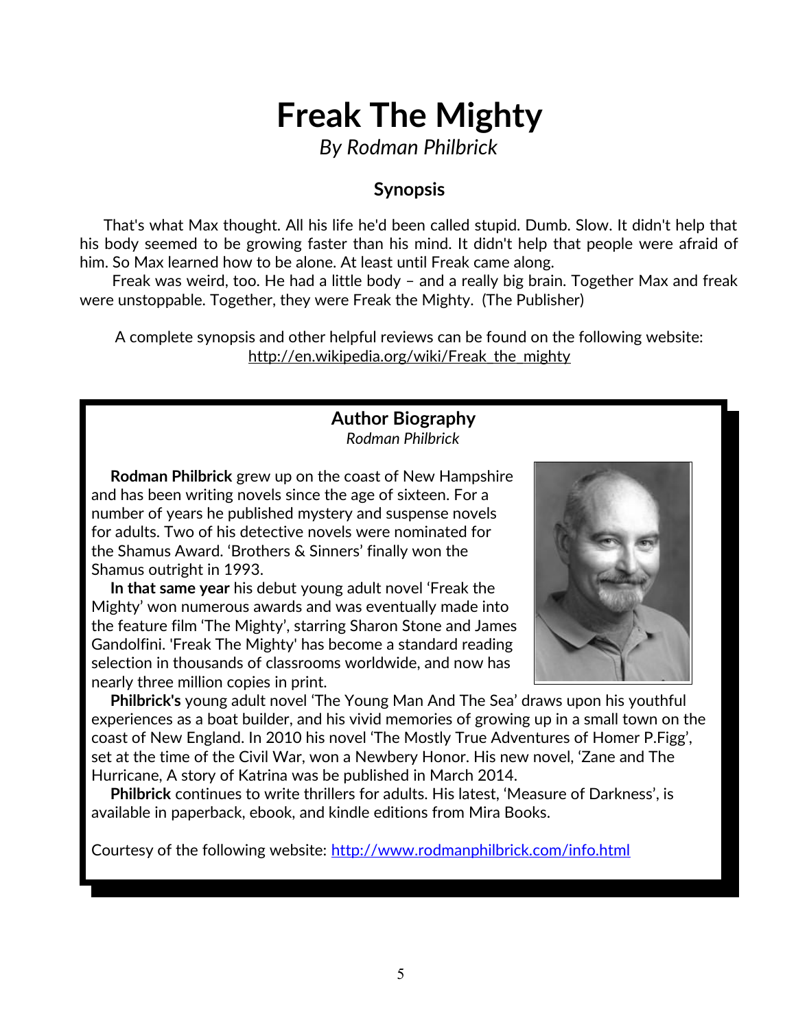# Freak The Mighty

*By Rodman Philbrick*

## Synopsis

That's what Max thought. All his life he'd been called stupid. Dumb. Slow. It didn't help that his body seemed to be growing faster than his mind. It didn't help that people were afraid of him. So Max learned how to be alone. At least until Freak came along.

Freak was weird, too. He had a little body – and a really big brain. Together Max and freak were unstoppable. Together, they were Freak the Mighty. (The Publisher)

A complete synopsis and other helpful reviews can be found on the following website: http://en.wikipedia.org/wiki/Freak_the_mighty

## Author Biography

*Rodman Philbrick*

**Rodman Philbrick** grew up on the coast of New Hampshire and has been writing novels since the age of sixteen. For a number of years he published mystery and suspense novels for adults. Two of his detective novels were nominated for the Shamus Award. 'Brothers & Sinners' finally won the Shamus outright in 1993.

**In that same year** his debut young adult novel 'Freak the Mighty' won numerous awards and was eventually made into the feature film 'The Mighty', starring Sharon Stone and James Gandolfini. 'Freak The Mighty' has become a standard reading selection in thousands of classrooms worldwide, and now has nearly three million copies in print.

**Philbrick's** young adult novel 'The Young Man And The Sea' draws upon his youthful experiences as a boat builder, and his vivid memories of growing up in a small town on the coast of New England. In 2010 his novel 'The Mostly True Adventures of Homer P.Figg', set at the time of the Civil War, won a Newbery Honor. His new novel, 'Zane and The Hurricane, A story of Katrina was be published in March 2014.

**Philbrick** continues to write thrillers for adults. His latest, 'Measure of Darkness', is available in paperback, ebook, and kindle editions from Mira Books.

Courtesy of the following website: http://www.rodmanphilbrick.com/info.html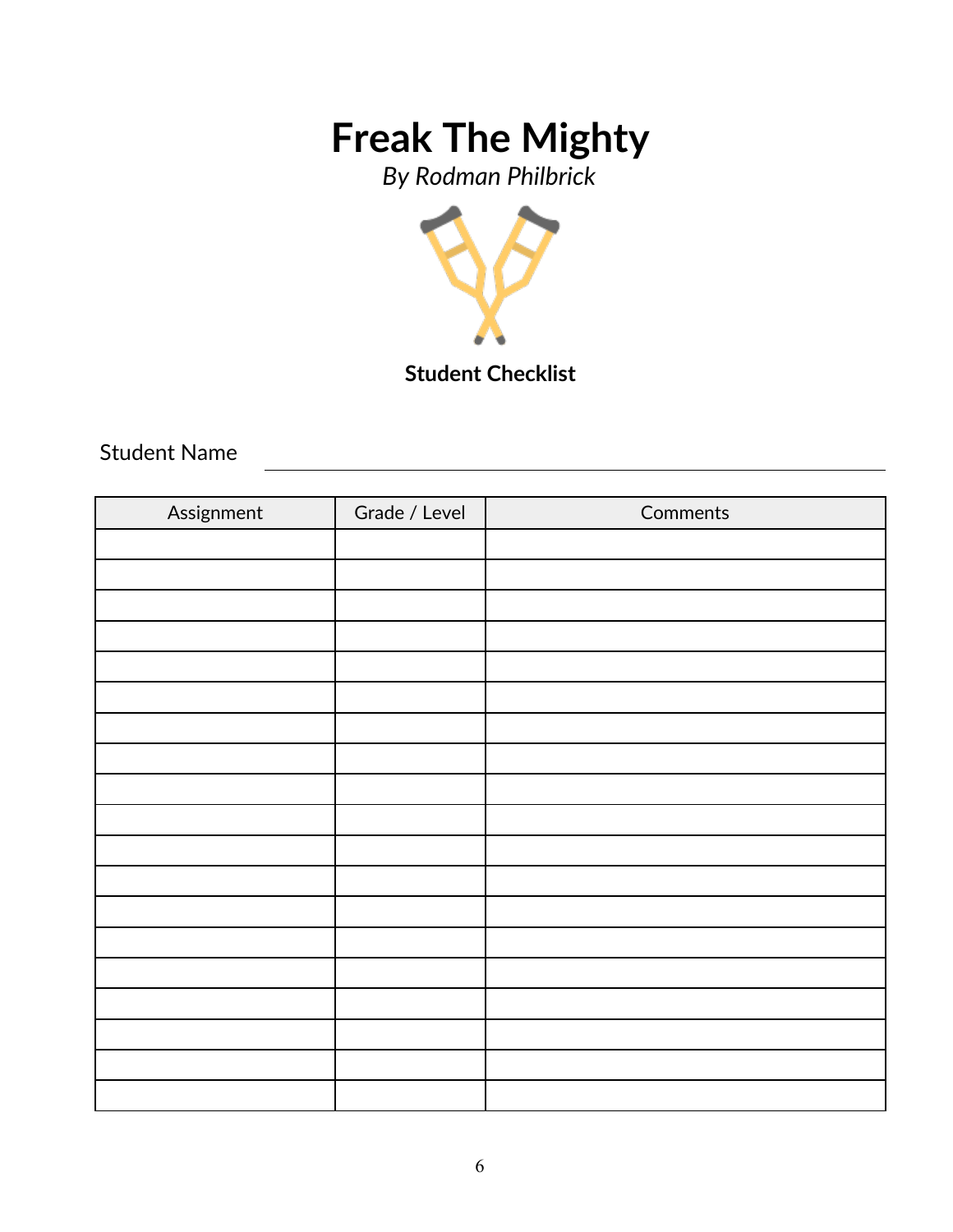# Freak The Mighty

*By Rodman Philbrick*

**Student Checklist**

Student Name ______________________________

| Assignment | Grade / Level | Comments |
|---|---|---|
| | | |
| | | |
| | | |
| | | |
| | | |
| | | |
| | | |
| | | |
| | | |
| | | |
| | | |
| | | |
| | | |
| | | |
| | | |
| | | |
| | | |
| | | |
| | | |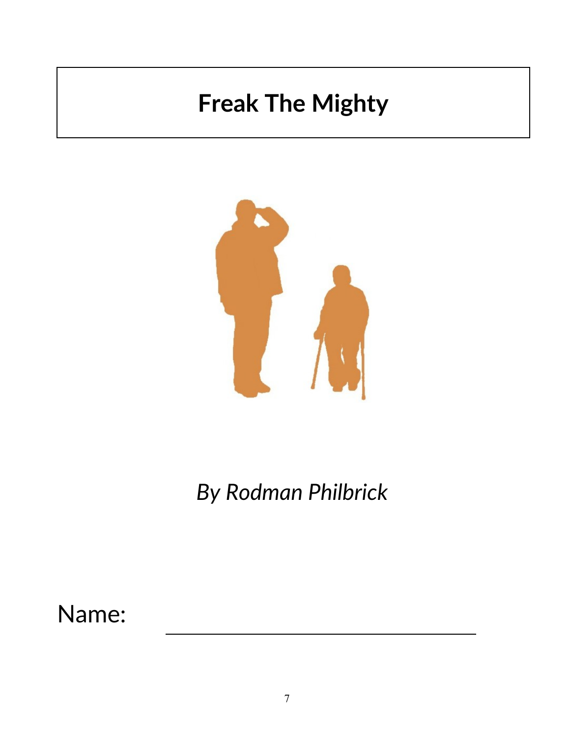# Freak The Mighty

*By Rodman Philbrick*

Name: ______________________________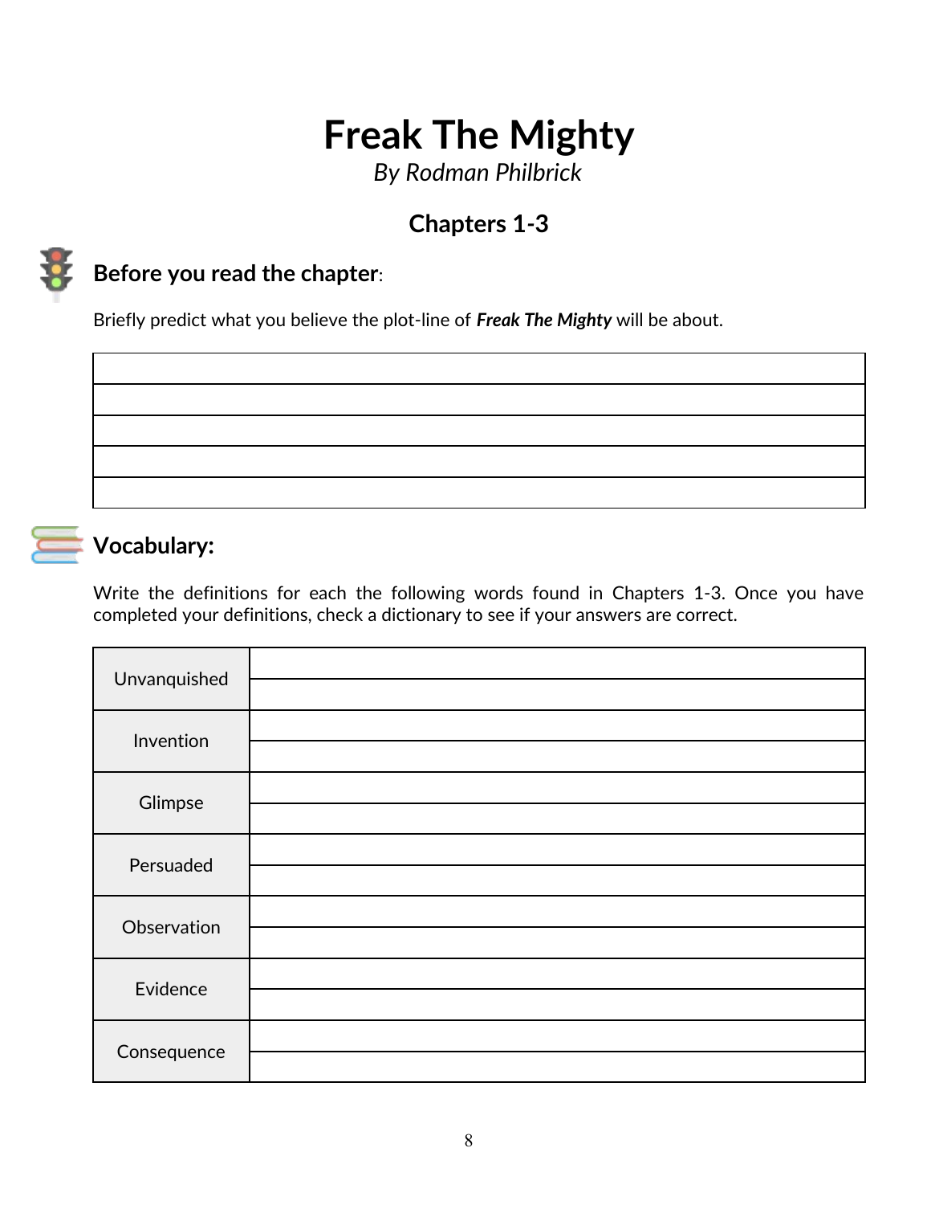# Freak The Mighty

*By Rodman Philbrick*

### Chapters 1-3

## Before you read the chapter:

Briefly predict what you believe the plot-line of ***Freak The Mighty*** will be about.

| |
|---|
| |
| |
| |
| |
| |

## Vocabulary:

Write the definitions for each the following words found in Chapters 1-3. Once you have completed your definitions, check a dictionary to see if your answers are correct.

| | |
|---|---|
| Unvanquished | |
| Invention | |
| Glimpse | |
| Persuaded | |
| Observation | |
| Evidence | |
| Consequence | |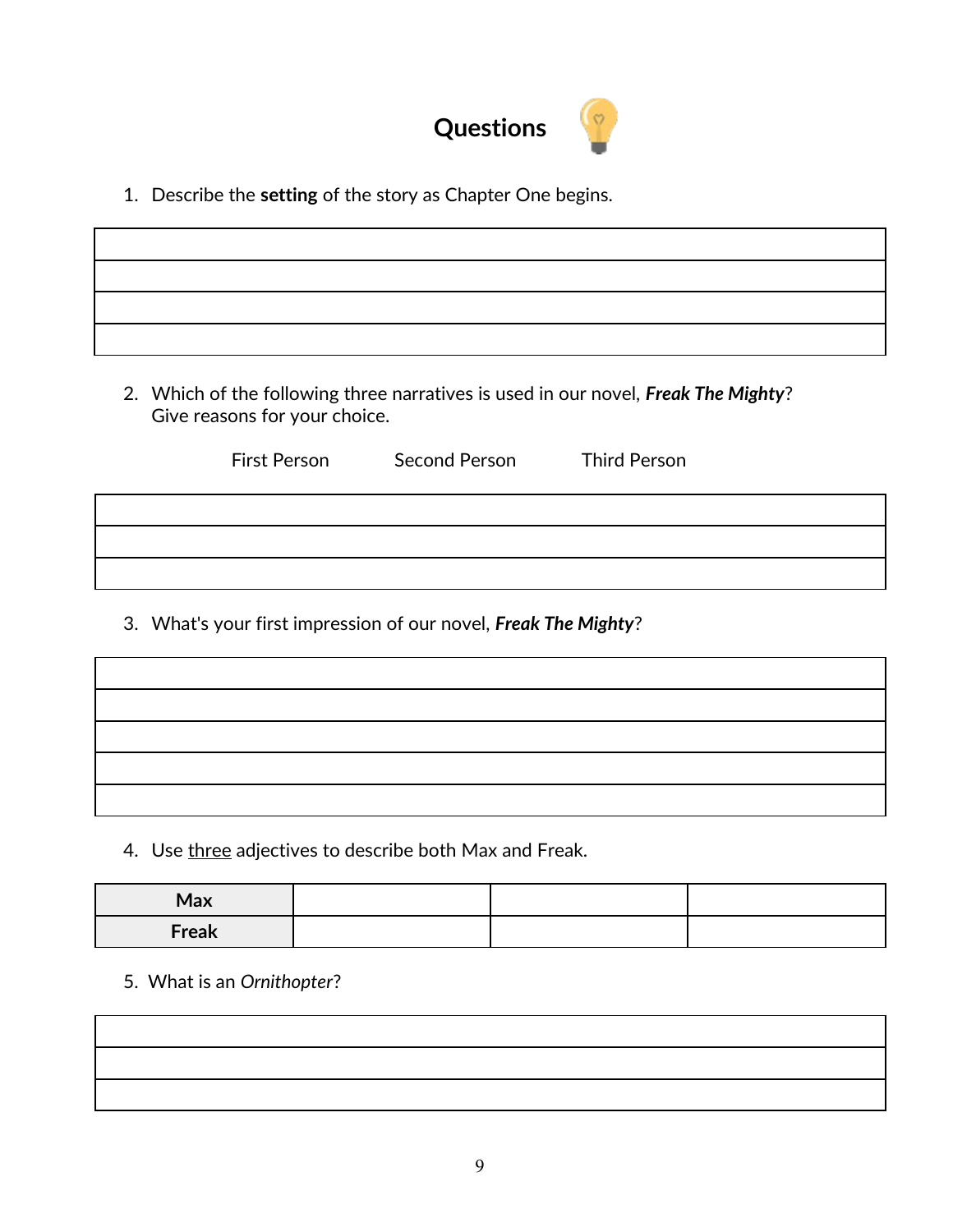## Questions

1. Describe the **setting** of the story as Chapter One begins.

| |
|---|
| |
| |
| |
| |

2. Which of the following three narratives is used in our novel, ***Freak The Mighty***? Give reasons for your choice.

First Person Second Person Third Person

| |
|---|
| |
| |
| |

3. What's your first impression of our novel, ***Freak The Mighty***?

| |
|---|
| |
| |
| |
| |
| |

4. Use <u>three</u> adjectives to describe both Max and Freak.

| | | | |
|---|---|---|---|
| **Max** | | | |
| **Freak** | | | |

5. What is an *Ornithopter*?

| |
|---|
| |
| |
| |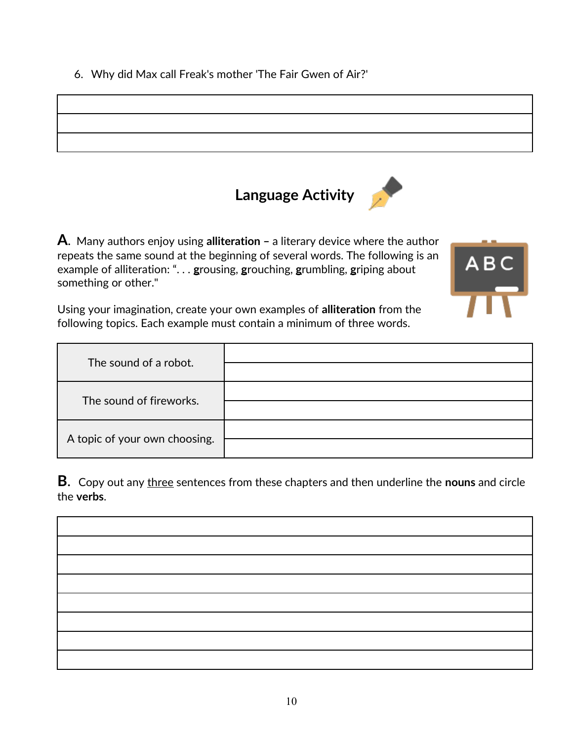6. Why did Max call Freak's mother 'The Fair Gwen of Air?'

| |
|---|
| |
| |
| |

## Language Activity

**A.** Many authors enjoy using **alliteration –** a literary device where the author repeats the same sound at the beginning of several words. The following is an example of alliteration: ". . . **g**rousing, **g**rouching, **g**rumbling, **g**riping about something or other."

Using your imagination, create your own examples of **alliteration** from the following topics. Each example must contain a minimum of three words.

| | |
|---|---|
| The sound of a robot. | |
| | |
| The sound of fireworks. | |
| | |
| A topic of your own choosing. | |
| | |

**B.** Copy out any <u>three</u> sentences from these chapters and then underline the **nouns** and circle the **verbs**.

| |
|---|
| |
| |
| |
| |
| |
| |
| |
| |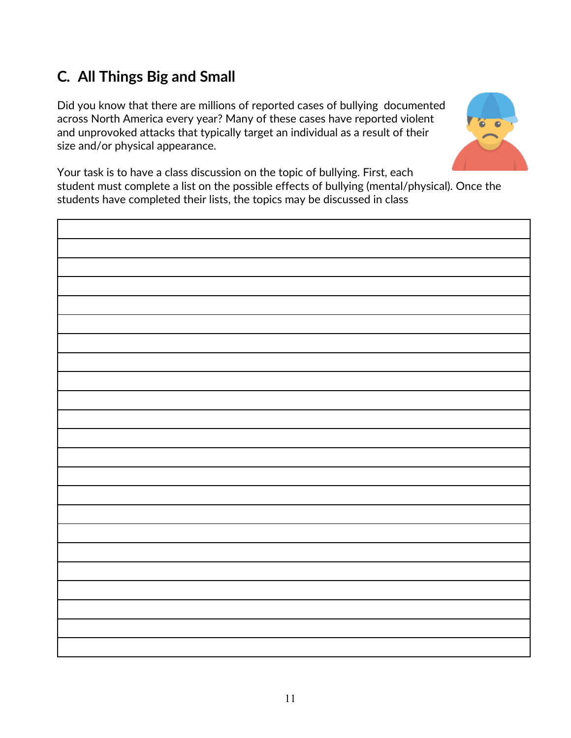## C. All Things Big and Small

Did you know that there are millions of reported cases of bullying documented across North America every year? Many of these cases have reported violent and unprovoked attacks that typically target an individual as a result of their size and/or physical appearance.

Your task is to have a class discussion on the topic of bullying. First, each student must complete a list on the possible effects of bullying (mental/physical). Once the students have completed their lists, the topics may be discussed in class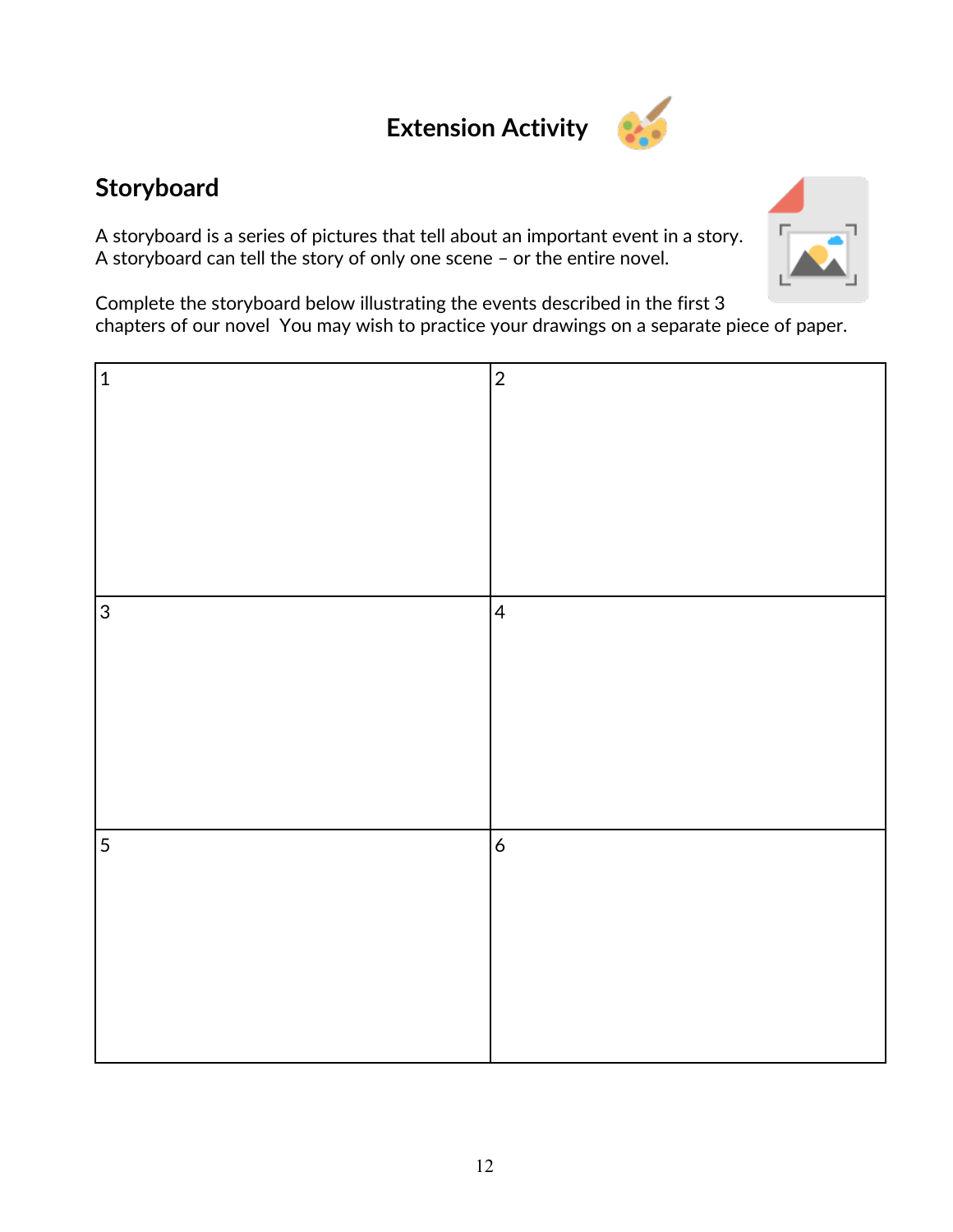# Extension Activity

## Storyboard

A storyboard is a series of pictures that tell about an important event in a story. A storyboard can tell the story of only one scene – or the entire novel.

Complete the storyboard below illustrating the events described in the first 3 chapters of our novel  You may wish to practice your drawings on a separate piece of paper.

| | |
|---|---|
| 1 | 2 |
| 3 | 4 |
| 5 | 6 |